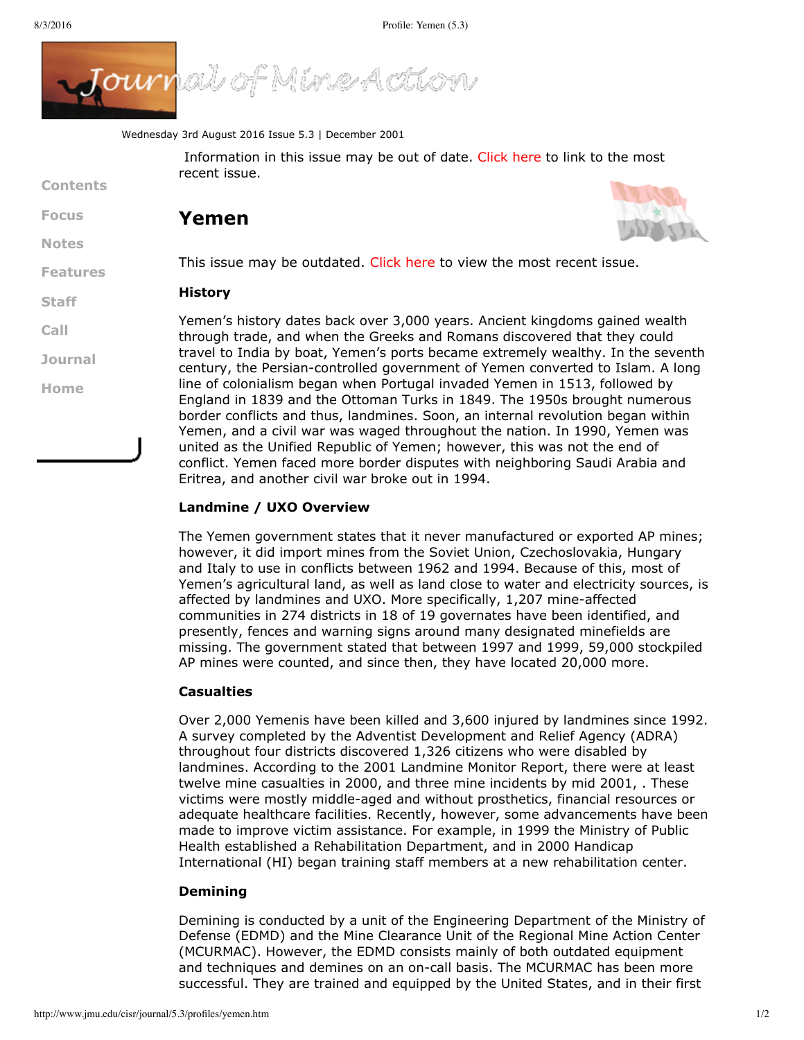Wednesday 3rd August 2016 Issue 5.3 | December 2001

Information in this issue may be out of date. Click here to link to the most recent issue.

Contents

Focus

Notes

Features

Staff

Call

Journal

Home

# Yemen

This issue may be outdated. Click here to view the most recent issue.

### History

Yemen's history dates back over 3,000 years. Ancient kingdoms gained wealth through trade, and when the Greeks and Romans discovered that they could travel to India by boat, Yemen's ports became extremely wealthy. In the seventh century, the Persian-controlled government of Yemen converted to Islam. A long line of colonialism began when Portugal invaded Yemen in 1513, followed by England in 1839 and the Ottoman Turks in 1849. The 1950s brought numerous border conflicts and thus, landmines. Soon, an internal revolution began within Yemen, and a civil war was waged throughout the nation. In 1990, Yemen was united as the Unified Republic of Yemen; however, this was not the end of conflict. Yemen faced more border disputes with neighboring Saudi Arabia and Eritrea, and another civil war broke out in 1994.

### Landmine / UXO Overview

The Yemen government states that it never manufactured or exported AP mines; however, it did import mines from the Soviet Union, Czechoslovakia, Hungary and Italy to use in conflicts between 1962 and 1994. Because of this, most of Yemen's agricultural land, as well as land close to water and electricity sources, is affected by landmines and UXO. More specifically, 1,207 mine-affected communities in 274 districts in 18 of 19 governates have been identified, and presently, fences and warning signs around many designated minefields are missing. The government stated that between 1997 and 1999, 59,000 stockpiled AP mines were counted, and since then, they have located 20,000 more.

### Casualties

Over 2,000 Yemenis have been killed and 3,600 injured by landmines since 1992. A survey completed by the Adventist Development and Relief Agency (ADRA) throughout four districts discovered 1,326 citizens who were disabled by landmines. According to the 2001 Landmine Monitor Report, there were at least twelve mine casualties in 2000, and three mine incidents by mid 2001, . These victims were mostly middle-aged and without prosthetics, financial resources or adequate healthcare facilities. Recently, however, some advancements have been made to improve victim assistance. For example, in 1999 the Ministry of Public Health established a Rehabilitation Department, and in 2000 Handicap International (HI) began training staff members at a new rehabilitation center.

### Demining

Demining is conducted by a unit of the Engineering Department of the Ministry of Defense (EDMD) and the Mine Clearance Unit of the Regional Mine Action Center (MCURMAC). However, the EDMD consists mainly of both outdated equipment and techniques and demines on an on-call basis. The MCURMAC has been more successful. They are trained and equipped by the United States, and in their first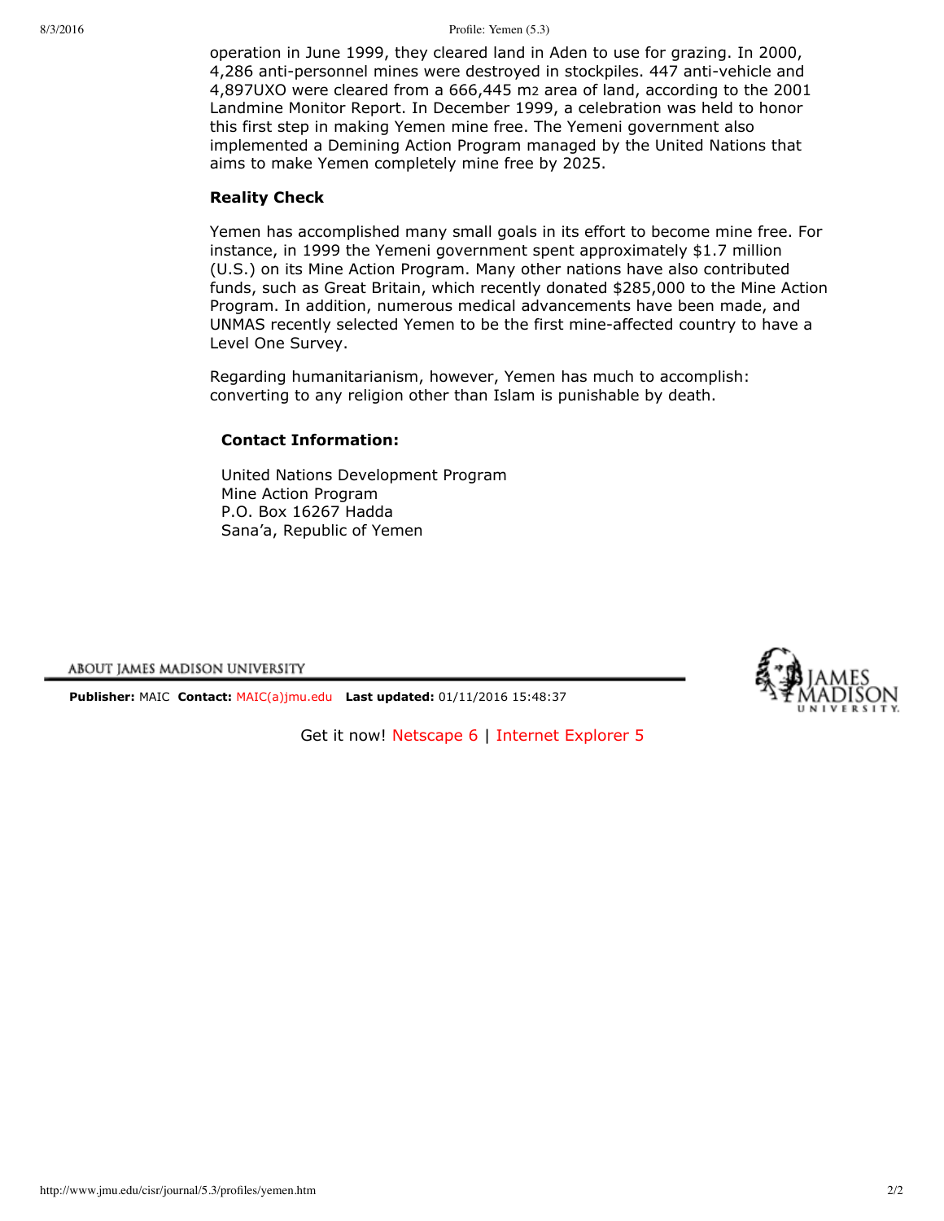operation in June 1999, they cleared land in Aden to use for grazing. In 2000, 4,286 anti-personnel mines were destroyed in stockpiles. 447 anti-vehicle and 4,897UXO were cleared from a 666,445 $m^2$ area of land, according to the 2001 Landmine Monitor Report. In December 1999, a celebration was held to honor this first step in making Yemen mine free. The Yemeni government also implemented a Demining Action Program managed by the United Nations that aims to make Yemen completely mine free by 2025.

**Reality Check**

Yemen has accomplished many small goals in its effort to become mine free. For instance, in 1999 the Yemeni government spent approximately $1.7 million (U.S.) on its Mine Action Program. Many other nations have also contributed funds, such as Great Britain, which recently donated $285,000 to the Mine Action Program. In addition, numerous medical advancements have been made, and UNMAS recently selected Yemen to be the first mine-affected country to have a Level One Survey.

Regarding humanitarianism, however, Yemen has much to accomplish: converting to any religion other than Islam is punishable by death.

**Contact Information:**

United Nations Development Program
Mine Action Program
P.O. Box 16267 Hadda
Sana'a, Republic of Yemen

ABOUT JAMES MADISON UNIVERSITY

**Publisher:** MAIC **Contact:** MAIC(a)jmu.edu **Last updated:** 01/11/2016 15:48:37

Get it now! Netscape 6 | Internet Explorer 5